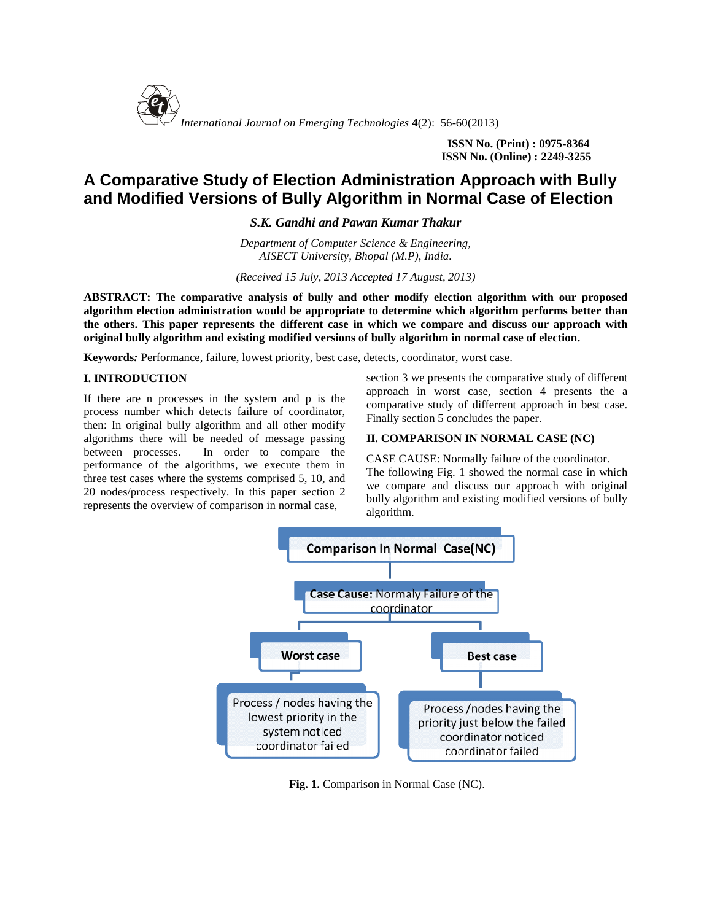ISSN No. (Print) : 0975-8364
ISSN No. (Online) : 2249-3255

# A Comparative Study of Election Administration Approach with Bully and Modified Versions of Bully Algorithm in Normal Case of Election

***S.K. Gandhi and Pawan Kumar Thakur***

*Department of Computer Science & Engineering,*
*AISECT University, Bhopal (M.P), India.*

*(Received 15 July, 2013 Accepted 17 August, 2013)*

**ABSTRACT: The comparative analysis of bully and other modify election algorithm with our proposed algorithm election administration would be appropriate to determine which algorithm performs better than the others. This paper represents the different case in which we compare and discuss our approach with original bully algorithm and existing modified versions of bully algorithm in normal case of election.**

**Keywords***:* Performance, failure, lowest priority, best case, detects, coordinator, worst case.

## I. INTRODUCTION

If there are n processes in the system and p is the process number which detects failure of coordinator, then: In original bully algorithm and all other modify algorithms there will be needed of message passing between processes. In order to compare the performance of the algorithms, we execute them in three test cases where the systems comprised 5, 10, and 20 nodes/process respectively. In this paper section 2 represents the overview of comparison in normal case, section 3 we presents the comparative study of different approach in worst case, section 4 presents the a comparative study of differrent approach in best case. Finally section 5 concludes the paper.

## II. COMPARISON IN NORMAL CASE (NC)

CASE CAUSE: Normally failure of the coordinator.
The following Fig. 1 showed the normal case in which we compare and discuss our approach with original bully algorithm and existing modified versions of bully algorithm.

Comparison In Normal Case(NC)

Case Cause: Normaly Failure of the coordinator

Worst case: Process / nodes having the lowest priority in the system noticed coordinator failed

Best case: Process /nodes having the priority just below the failed coordinator noticed coordinator failed

**Fig. 1.** Comparison in Normal Case (NC).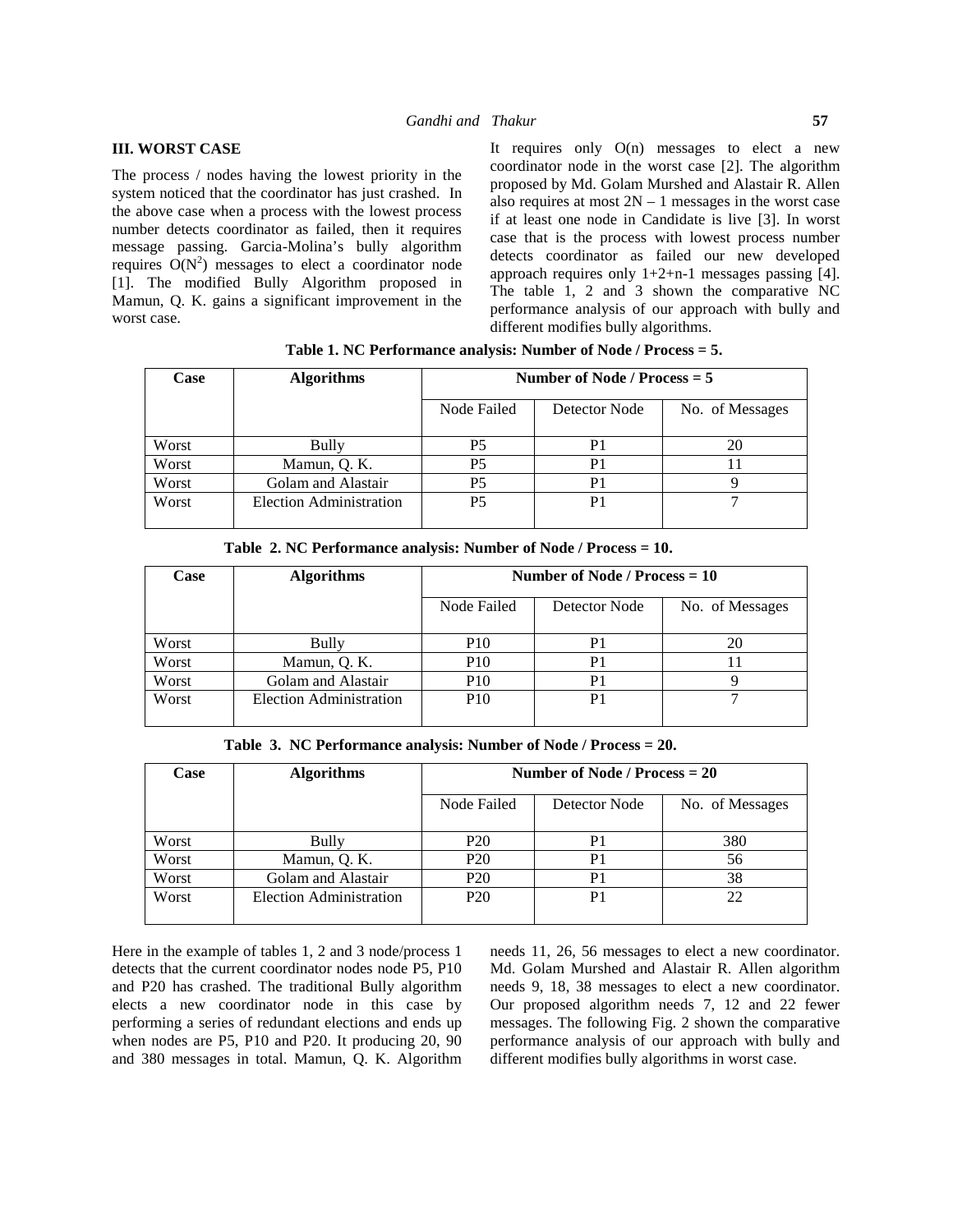## III. WORST CASE

The process / nodes having the lowest priority in the system noticed that the coordinator has just crashed. In the above case when a process with the lowest process number detects coordinator as failed, then it requires message passing. Garcia-Molina's bully algorithm requires $O(N^2)$ messages to elect a coordinator node [1]. The modified Bully Algorithm proposed in Mamun, Q. K. gains a significant improvement in the worst case.

It requires only $O(n)$ messages to elect a new coordinator node in the worst case [2]. The algorithm proposed by Md. Golam Murshed and Alastair R. Allen also requires at most $2N - 1$ messages in the worst case if at least one node in Candidate is live [3]. In worst case that is the process with lowest process number detects coordinator as failed our new developed approach requires only 1+2+n-1 messages passing [4]. The table 1, 2 and 3 shown the comparative NC performance analysis of our approach with bully and different modifies bully algorithms.

**Table 1. NC Performance analysis: Number of Node / Process = 5.**

| Case | Algorithms | Number of Node / Process = 5 | | |
|---|---|---|---|---|
| | | Node Failed | Detector Node | No. of Messages |
| Worst | Bully | P5 | P1 | 20 |
| Worst | Mamun, Q. K. | P5 | P1 | 11 |
| Worst | Golam and Alastair | P5 | P1 | 9 |
| Worst | Election Administration | P5 | P1 | 7 |

**Table 2. NC Performance analysis: Number of Node / Process = 10.**

| Case | Algorithms | Number of Node / Process = 10 | | |
|---|---|---|---|---|
| | | Node Failed | Detector Node | No. of Messages |
| Worst | Bully | P10 | P1 | 20 |
| Worst | Mamun, Q. K. | P10 | P1 | 11 |
| Worst | Golam and Alastair | P10 | P1 | 9 |
| Worst | Election Administration | P10 | P1 | 7 |

**Table 3. NC Performance analysis: Number of Node / Process = 20.**

| Case | Algorithms | Number of Node / Process = 20 | | |
|---|---|---|---|---|
| | | Node Failed | Detector Node | No. of Messages |
| Worst | Bully | P20 | P1 | 380 |
| Worst | Mamun, Q. K. | P20 | P1 | 56 |
| Worst | Golam and Alastair | P20 | P1 | 38 |
| Worst | Election Administration | P20 | P1 | 22 |

Here in the example of tables 1, 2 and 3 node/process 1 detects that the current coordinator nodes node P5, P10 and P20 has crashed. The traditional Bully algorithm elects a new coordinator node in this case by performing a series of redundant elections and ends up when nodes are P5, P10 and P20. It producing 20, 90 and 380 messages in total. Mamun, Q. K. Algorithm needs 11, 26, 56 messages to elect a new coordinator. Md. Golam Murshed and Alastair R. Allen algorithm needs 9, 18, 38 messages to elect a new coordinator. Our proposed algorithm needs 7, 12 and 22 fewer messages. The following Fig. 2 shown the comparative performance analysis of our approach with bully and different modifies bully algorithms in worst case.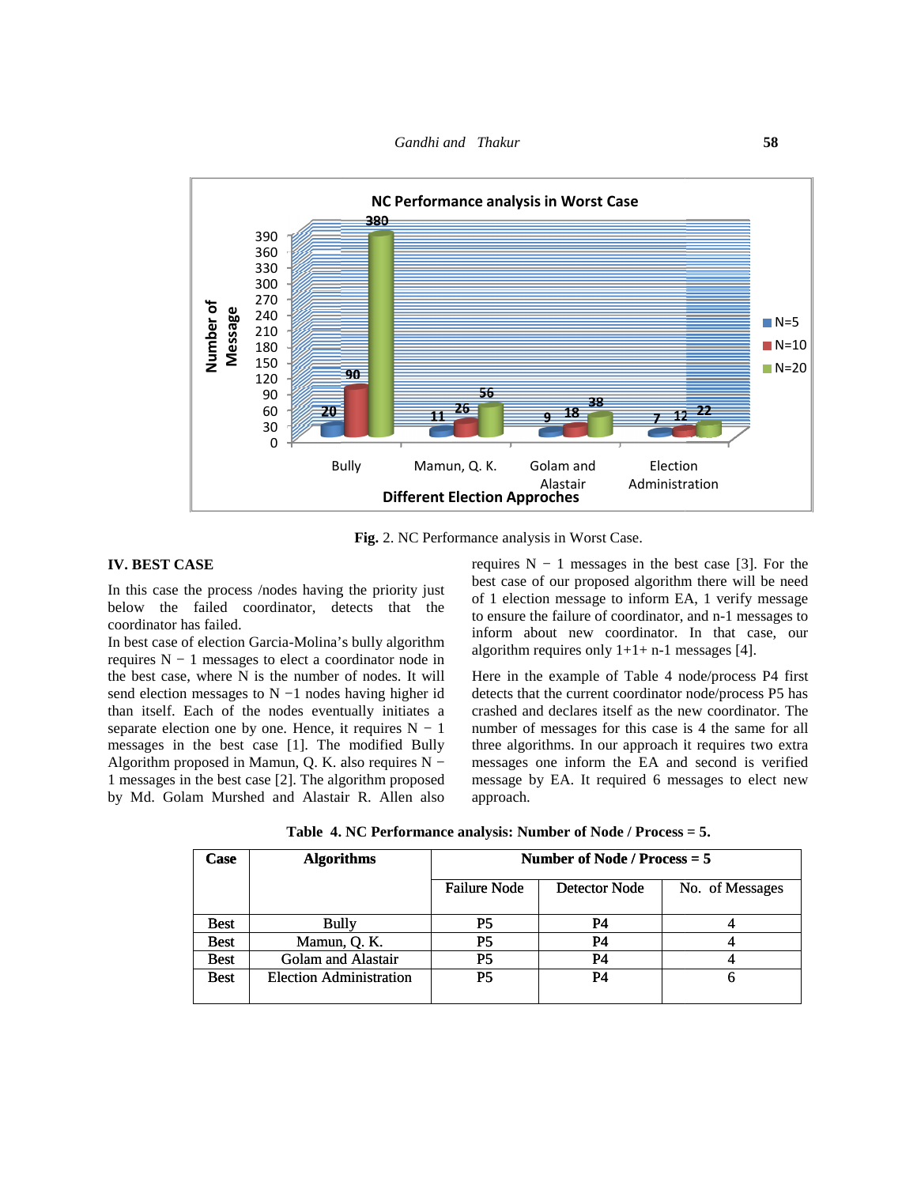Fig. 2. NC Performance analysis in Worst Case.

## IV. BEST CASE

In this case the process /nodes having the priority just below the failed coordinator, detects that the coordinator has failed.

In best case of election Garcia-Molina's bully algorithm requires N − 1 messages to elect a coordinator node in the best case, where N is the number of nodes. It will send election messages to N −1 nodes having higher id than itself. Each of the nodes eventually initiates a separate election one by one. Hence, it requires N − 1 messages in the best case [1]. The modified Bully Algorithm proposed in Mamun, Q. K. also requires N − 1 messages in the best case [2]. The algorithm proposed by Md. Golam Murshed and Alastair R. Allen also requires N − 1 messages in the best case [3]. For the best case of our proposed algorithm there will be need of 1 election message to inform EA, 1 verify message to ensure the failure of coordinator, and n-1 messages to inform about new coordinator. In that case, our algorithm requires only 1+1+ n-1 messages [4].

Here in the example of Table 4 node/process P4 first detects that the current coordinator node/process P5 has crashed and declares itself as the new coordinator. The number of messages for this case is 4 the same for all three algorithms. In our approach it requires two extra messages one inform the EA and second is verified message by EA. It required 6 messages to elect new approach.

**Table 4. NC Performance analysis: Number of Node / Process = 5.**

| Case | Algorithms | Number of Node / Process = 5 | | |
|---|---|---|---|---|
| | | Failure Node | Detector Node | No. of Messages |
| Best | Bully | P5 | P4 | 4 |
| Best | Mamun, Q. K. | P5 | P4 | 4 |
| Best | Golam and Alastair | P5 | P4 | 4 |
| Best | Election Administration | P5 | P4 | 6 |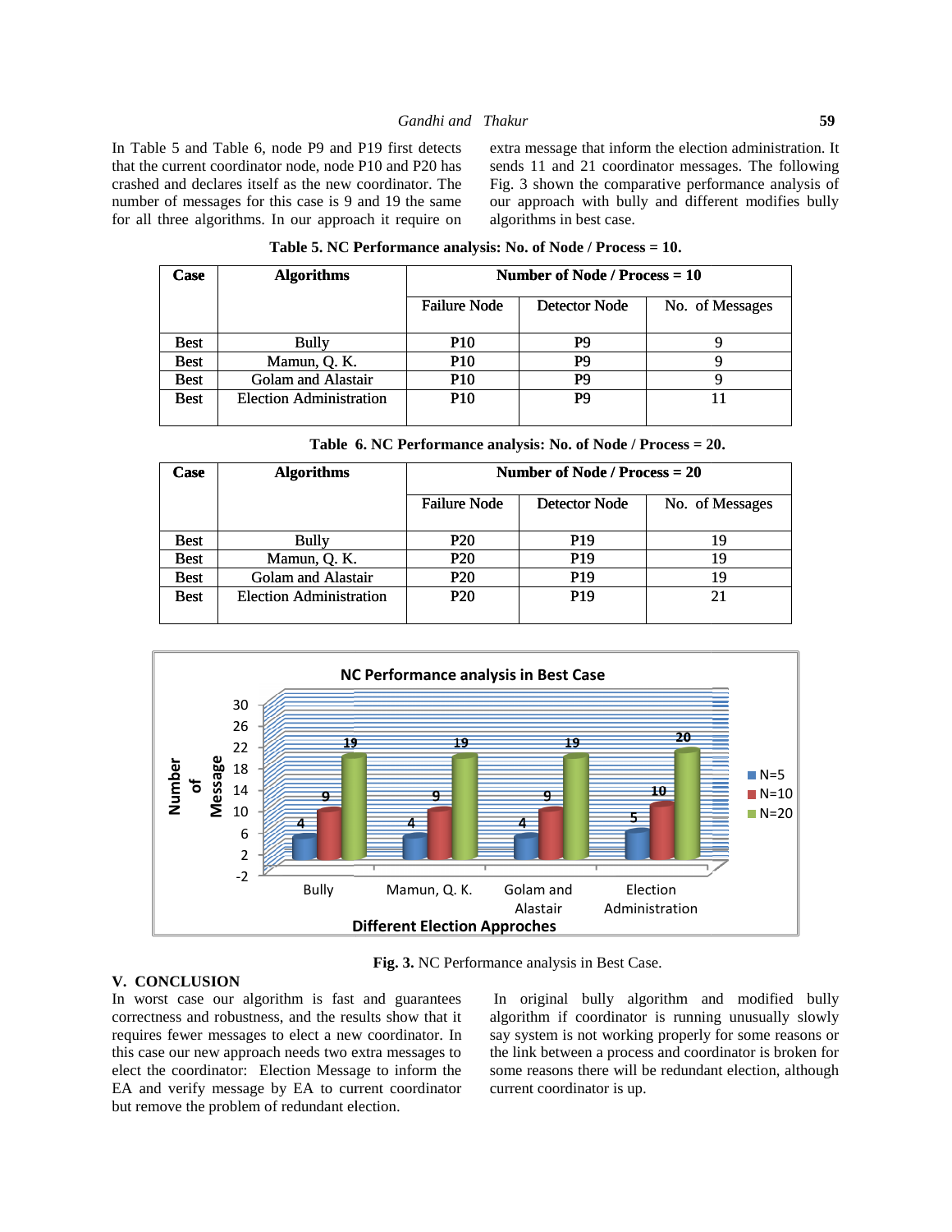In Table 5 and Table 6, node P9 and P19 first detects that the current coordinator node, node P10 and P20 has crashed and declares itself as the new coordinator. The number of messages for this case is 9 and 19 the same for all three algorithms. In our approach it require on extra message that inform the election administration. It sends 11 and 21 coordinator messages. The following Fig. 3 shown the comparative performance analysis of our approach with bully and different modifies bully algorithms in best case.

**Table 5. NC Performance analysis: No. of Node / Process = 10.**

| Case | Algorithms | Number of Node / Process = 10 | | |
|---|---|---|---|---|
| | | Failure Node | Detector Node | No. of Messages |
| Best | Bully | P10 | P9 | 9 |
| Best | Mamun, Q. K. | P10 | P9 | 9 |
| Best | Golam and Alastair | P10 | P9 | 9 |
| Best | Election Administration | P10 | P9 | 11 |

**Table 6. NC Performance analysis: No. of Node / Process = 20.**

| Case | Algorithms | Number of Node / Process = 20 | | |
|---|---|---|---|---|
| | | Failure Node | Detector Node | No. of Messages |
| Best | Bully | P20 | P19 | 19 |
| Best | Mamun, Q. K. | P20 | P19 | 19 |
| Best | Golam and Alastair | P20 | P19 | 19 |
| Best | Election Administration | P20 | P19 | 21 |

**Fig. 3.** NC Performance analysis in Best Case.

## V. CONCLUSION

In worst case our algorithm is fast and guarantees correctness and robustness, and the results show that it requires fewer messages to elect a new coordinator. In this case our new approach needs two extra messages to elect the coordinator: Election Message to inform the EA and verify message by EA to current coordinator but remove the problem of redundant election.

In original bully algorithm and modified bully algorithm if coordinator is running unusually slowly say system is not working properly for some reasons or the link between a process and coordinator is broken for some reasons there will be redundant election, although current coordinator is up.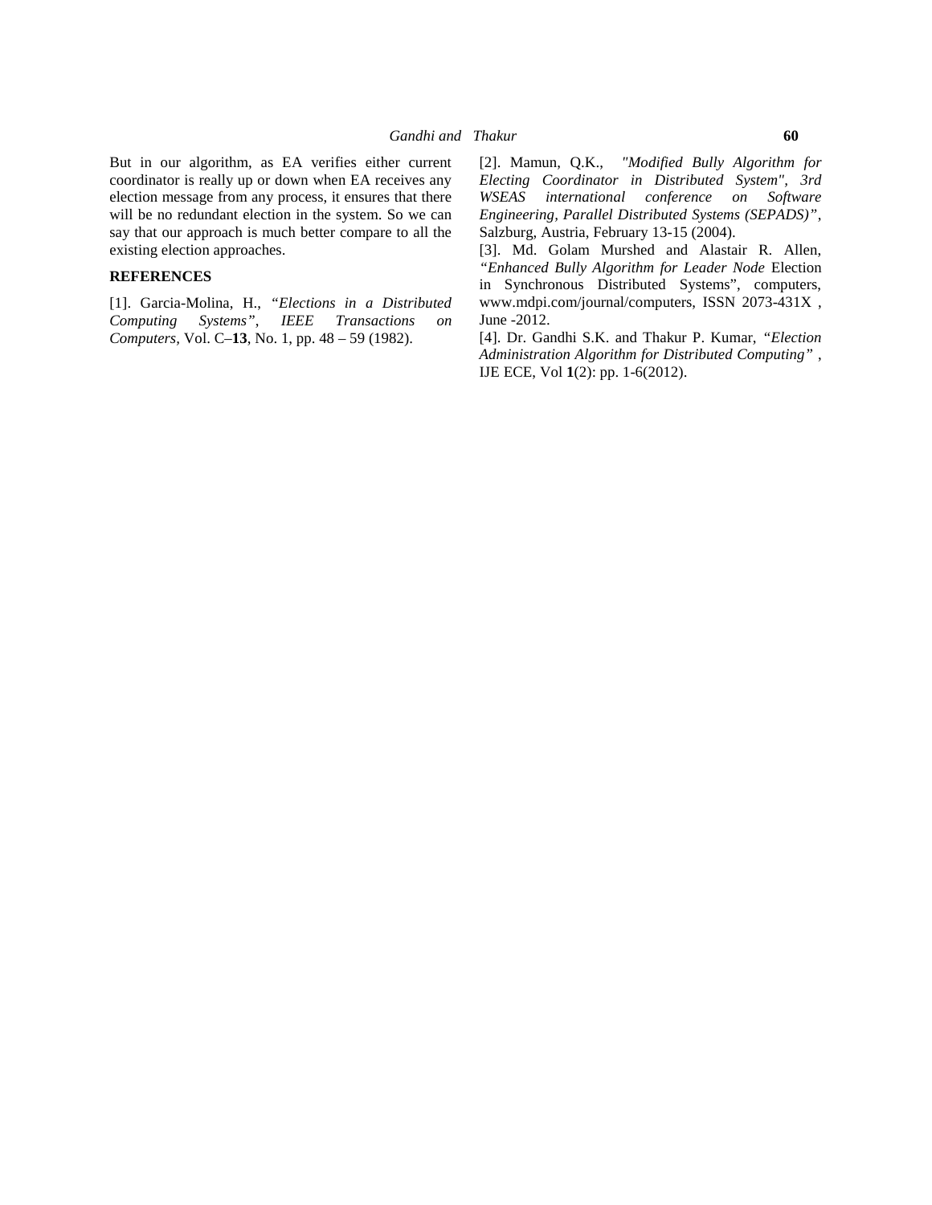But in our algorithm, as EA verifies either current coordinator is really up or down when EA receives any election message from any process, it ensures that there will be no redundant election in the system. So we can say that our approach is much better compare to all the existing election approaches.

## REFERENCES

[1]. Garcia-Molina, H., *"Elections in a Distributed Computing Systems", IEEE Transactions on Computers*, Vol. C–**13**, No. 1, pp. 48 – 59 (1982).

[2]. Mamun, Q.K., *"Modified Bully Algorithm for Electing Coordinator in Distributed System", 3rd WSEAS international conference on Software Engineering, Parallel Distributed Systems (SEPADS)"*, Salzburg, Austria, February 13-15 (2004).

[3]. Md. Golam Murshed and Alastair R. Allen, *"Enhanced Bully Algorithm for Leader Node* Election in Synchronous Distributed Systems", computers, www.mdpi.com/journal/computers, ISSN 2073-431X , June -2012.

[4]. Dr. Gandhi S.K. and Thakur P. Kumar, *"Election Administration Algorithm for Distributed Computing"* , IJE ECE, Vol **1**(2): pp. 1-6(2012).